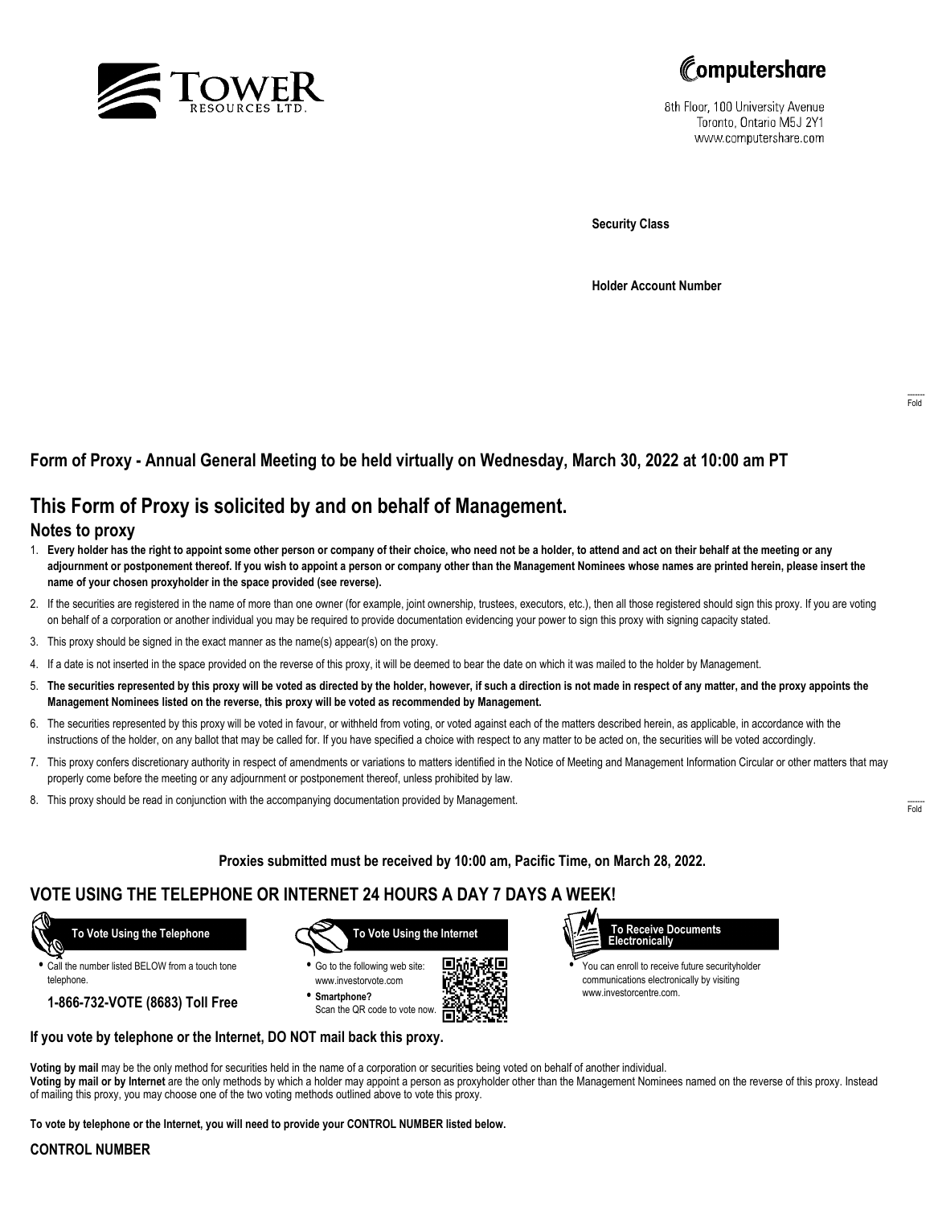TOWER RESOURCES LTD.

Computershare

8th Floor, 100 University Avenue
Toronto, Ontario M5J 2Y1
www.computershare.com

**Security Class**

**Holder Account Number**

Fold

## Form of Proxy - Annual General Meeting to be held virtually on Wednesday, March 30, 2022 at 10:00 am PT

# This Form of Proxy is solicited by and on behalf of Management.

### Notes to proxy

1. **Every holder has the right to appoint some other person or company of their choice, who need not be a holder, to attend and act on their behalf at the meeting or any adjournment or postponement thereof. If you wish to appoint a person or company other than the Management Nominees whose names are printed herein, please insert the name of your chosen proxyholder in the space provided (see reverse).**
2. If the securities are registered in the name of more than one owner (for example, joint ownership, trustees, executors, etc.), then all those registered should sign this proxy. If you are voting on behalf of a corporation or another individual you may be required to provide documentation evidencing your power to sign this proxy with signing capacity stated.
3. This proxy should be signed in the exact manner as the name(s) appear(s) on the proxy.
4. If a date is not inserted in the space provided on the reverse of this proxy, it will be deemed to bear the date on which it was mailed to the holder by Management.
5. **The securities represented by this proxy will be voted as directed by the holder, however, if such a direction is not made in respect of any matter, and the proxy appoints the Management Nominees listed on the reverse, this proxy will be voted as recommended by Management.**
6. The securities represented by this proxy will be voted in favour, or withheld from voting, or voted against each of the matters described herein, as applicable, in accordance with the instructions of the holder, on any ballot that may be called for. If you have specified a choice with respect to any matter to be acted on, the securities will be voted accordingly.
7. This proxy confers discretionary authority in respect of amendments or variations to matters identified in the Notice of Meeting and Management Information Circular or other matters that may properly come before the meeting or any adjournment or postponement thereof, unless prohibited by law.
8. This proxy should be read in conjunction with the accompanying documentation provided by Management.

Fold

**Proxies submitted must be received by 10:00 am, Pacific Time, on March 28, 2022.**

## VOTE USING THE TELEPHONE OR INTERNET 24 HOURS A DAY 7 DAYS A WEEK!

**To Vote Using the Telephone**

- Call the number listed BELOW from a touch tone telephone.

**1-866-732-VOTE (8683) Toll Free**

**To Vote Using the Internet**

- Go to the following web site: www.investorvote.com
- **Smartphone?** Scan the QR code to vote now.

**To Receive Documents Electronically**

- You can enroll to receive future securityholder communications electronically by visiting www.investorcentre.com.

**If you vote by telephone or the Internet, DO NOT mail back this proxy.**

**Voting by mail** may be the only method for securities held in the name of a corporation or securities being voted on behalf of another individual.
**Voting by mail or by Internet** are the only methods by which a holder may appoint a person as proxyholder other than the Management Nominees named on the reverse of this proxy. Instead of mailing this proxy, you may choose one of the two voting methods outlined above to vote this proxy.

**To vote by telephone or the Internet, you will need to provide your CONTROL NUMBER listed below.**

**CONTROL NUMBER**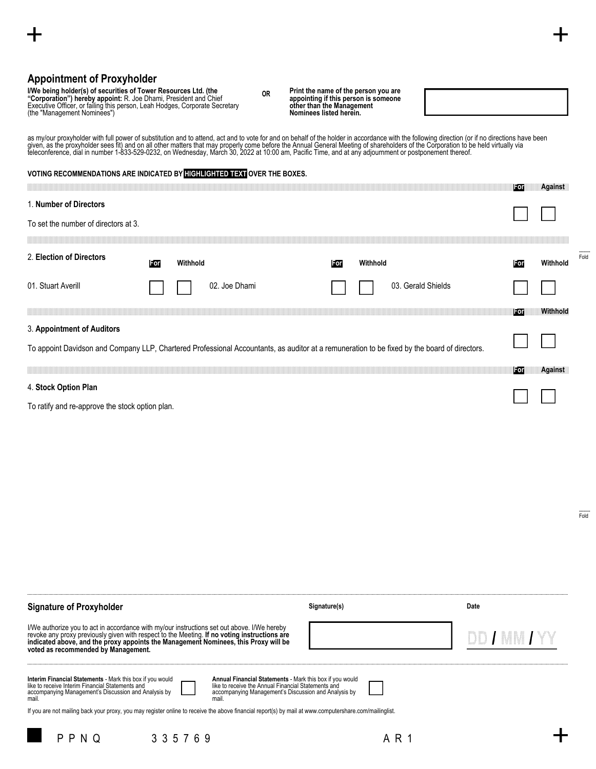## Appointment of Proxyholder

**I/We being holder(s) of securities of Tower Resources Ltd. (the "Corporation") hereby appoint:** R. Joe Dhami, President and Chief Executive Officer, or failing this person, Leah Hodges, Corporate Secretary (the "Management Nominees")

**OR**

**Print the name of the person you are appointing if this person is someone other than the Management Nominees listed herein.**

as my/our proxyholder with full power of substitution and to attend, act and to vote for and on behalf of the holder in accordance with the following direction (or if no directions have been given, as the proxyholder sees fit) and on all other matters that may properly come before the Annual General Meeting of shareholders of the Corporation to be held virtually via teleconference, dial in number 1-833-529-0232, on Wednesday, March 30, 2022 at 10:00 am, Pacific Time, and at any adjournment or postponement thereof.

**VOTING RECOMMENDATIONS ARE INDICATED BY HIGHLIGHTED TEXT OVER THE BOXES.**

1. **Number of Directors**

To set the number of directors at 3.

| For | Against |
|---|---|
| ☐ | ☐ |

2. **Election of Directors**

| | For | Withhold |
|---|---|---|
| 01. Stuart Averill | ☐ | ☐ |
| 02. Joe Dhami | ☐ | ☐ |
| 03. Gerald Shields | ☐ | ☐ |

3. **Appointment of Auditors**

To appoint Davidson and Company LLP, Chartered Professional Accountants, as auditor at a remuneration to be fixed by the board of directors.

| For | Withhold |
|---|---|
| ☐ | ☐ |

4. **Stock Option Plan**

To ratify and re-approve the stock option plan.

| For | Against |
|---|---|
| ☐ | ☐ |

## Signature of Proxyholder

I/We authorize you to act in accordance with my/our instructions set out above. I/We hereby revoke any proxy previously given with respect to the Meeting. **If no voting instructions are indicated above, and the proxy appoints the Management Nominees, this Proxy will be voted as recommended by Management.**

Signature(s)

Date

DD / MM / YY

**Interim Financial Statements** - Mark this box if you would like to receive Interim Financial Statements and accompanying Management's Discussion and Analysis by mail. ☐

**Annual Financial Statements** - Mark this box if you would like to receive the Annual Financial Statements and accompanying Management's Discussion and Analysis by mail. ☐

If you are not mailing back your proxy, you may register online to receive the above financial report(s) by mail at www.computershare.com/mailinglist.

P P N Q 3 3 5 7 6 9 A R 1